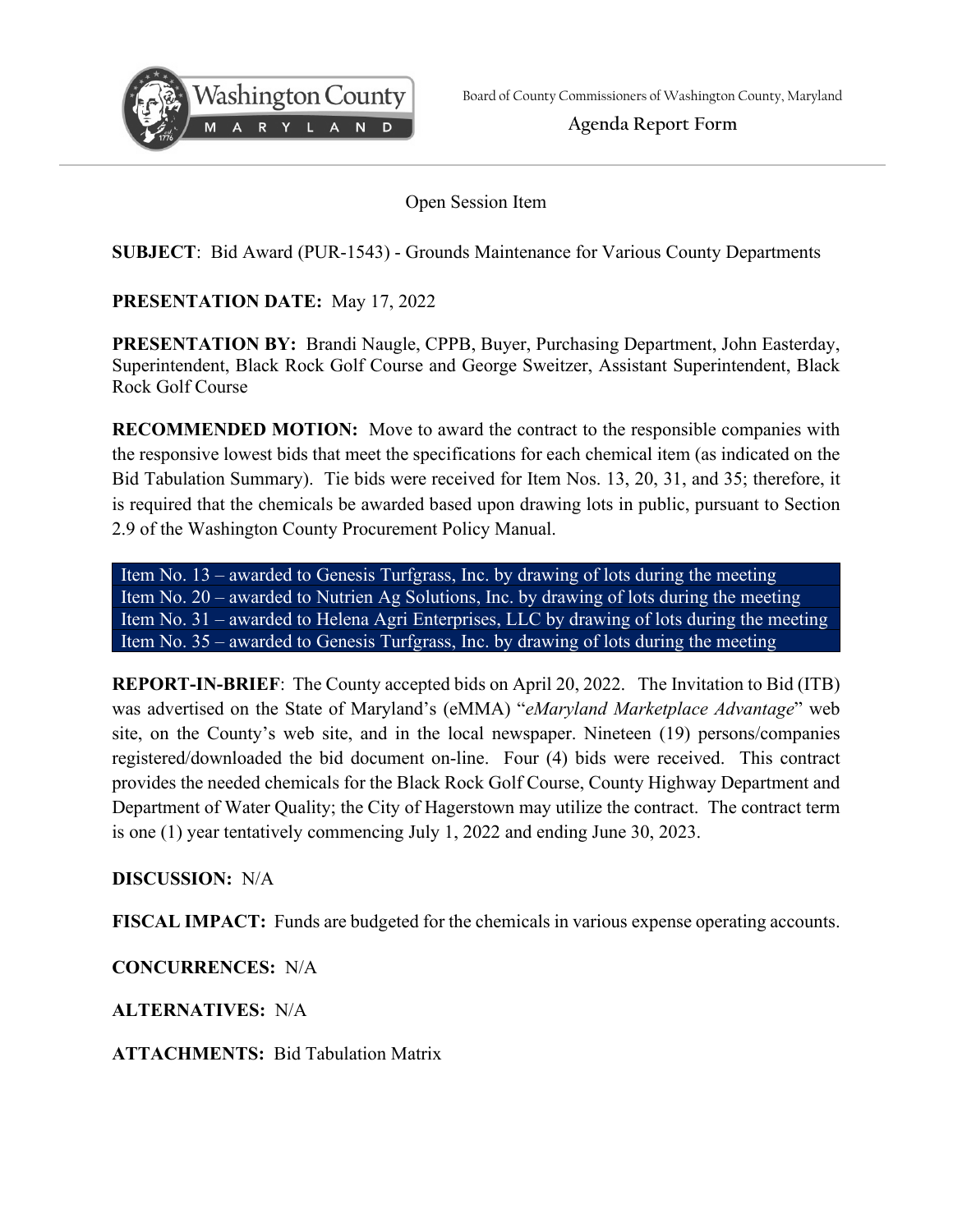Board of County Commissioners of Washington County, Maryland

**Agenda Report Form**

Open Session Item

**SUBJECT**: Bid Award (PUR-1543) - Grounds Maintenance for Various County Departments

**PRESENTATION DATE:** May 17, 2022

**PRESENTATION BY:** Brandi Naugle, CPPB, Buyer, Purchasing Department, John Easterday, Superintendent, Black Rock Golf Course and George Sweitzer, Assistant Superintendent, Black Rock Golf Course

**RECOMMENDED MOTION:** Move to award the contract to the responsible companies with the responsive lowest bids that meet the specifications for each chemical item (as indicated on the Bid Tabulation Summary). Tie bids were received for Item Nos. 13, 20, 31, and 35; therefore, it is required that the chemicals be awarded based upon drawing lots in public, pursuant to Section 2.9 of the Washington County Procurement Policy Manual.

- Item No. 13 – awarded to Genesis Turfgrass, Inc. by drawing of lots during the meeting
- Item No. 20 – awarded to Nutrien Ag Solutions, Inc. by drawing of lots during the meeting
- Item No. 31 – awarded to Helena Agri Enterprises, LLC by drawing of lots during the meeting
- Item No. 35 – awarded to Genesis Turfgrass, Inc. by drawing of lots during the meeting

**REPORT-IN-BRIEF**: The County accepted bids on April 20, 2022. The Invitation to Bid (ITB) was advertised on the State of Maryland's (eMMA) "*eMaryland Marketplace Advantage*" web site, on the County's web site, and in the local newspaper. Nineteen (19) persons/companies registered/downloaded the bid document on-line. Four (4) bids were received. This contract provides the needed chemicals for the Black Rock Golf Course, County Highway Department and Department of Water Quality; the City of Hagerstown may utilize the contract. The contract term is one (1) year tentatively commencing July 1, 2022 and ending June 30, 2023.

**DISCUSSION:** N/A

**FISCAL IMPACT:** Funds are budgeted for the chemicals in various expense operating accounts.

**CONCURRENCES:** N/A

**ALTERNATIVES:** N/A

**ATTACHMENTS:** Bid Tabulation Matrix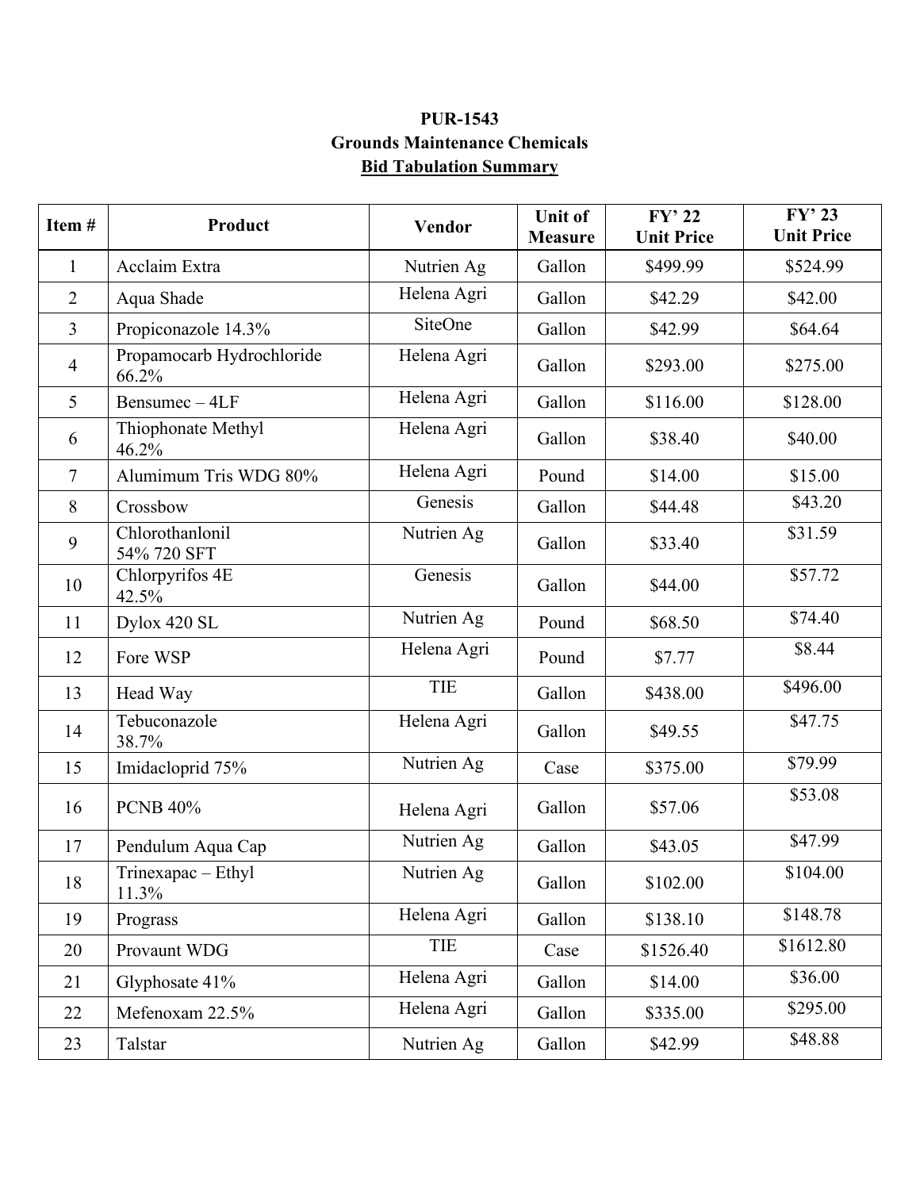**PUR-1543**
**Grounds Maintenance Chemicals**
**Bid Tabulation Summary**

| Item # | Product | Vendor | Unit of Measure | FY' 22 Unit Price | FY' 23 Unit Price |
|---|---|---|---|---|---|
| 1 | Acclaim Extra | Nutrien Ag | Gallon | $499.99 | $524.99 |
| 2 | Aqua Shade | Helena Agri | Gallon | $42.29 | $42.00 |
| 3 | Propiconazole 14.3% | SiteOne | Gallon | $42.99 | $64.64 |
| 4 | Propamocarb Hydrochloride 66.2% | Helena Agri | Gallon | $293.00 | $275.00 |
| 5 | Bensumec – 4LF | Helena Agri | Gallon | $116.00 | $128.00 |
| 6 | Thiophonate Methyl 46.2% | Helena Agri | Gallon | $38.40 | $40.00 |
| 7 | Alumimum Tris WDG 80% | Helena Agri | Pound | $14.00 | $15.00 |
| 8 | Crossbow | Genesis | Gallon | $44.48 | $43.20 |
| 9 | Chlorothanlonil 54% 720 SFT | Nutrien Ag | Gallon | $33.40 | $31.59 |
| 10 | Chlorpyrifos 4E 42.5% | Genesis | Gallon | $44.00 | $57.72 |
| 11 | Dylox 420 SL | Nutrien Ag | Pound | $68.50 | $74.40 |
| 12 | Fore WSP | Helena Agri | Pound | $7.77 | $8.44 |
| 13 | Head Way | TIE | Gallon | $438.00 | $496.00 |
| 14 | Tebuconazole 38.7% | Helena Agri | Gallon | $49.55 | $47.75 |
| 15 | Imidacloprid 75% | Nutrien Ag | Case | $375.00 | $79.99 |
| 16 | PCNB 40% | Helena Agri | Gallon | $57.06 | $53.08 |
| 17 | Pendulum Aqua Cap | Nutrien Ag | Gallon | $43.05 | $47.99 |
| 18 | Trinexapac – Ethyl 11.3% | Nutrien Ag | Gallon | $102.00 | $104.00 |
| 19 | Prograss | Helena Agri | Gallon | $138.10 | $148.78 |
| 20 | Provaunt WDG | TIE | Case | $1526.40 | $1612.80 |
| 21 | Glyphosate 41% | Helena Agri | Gallon | $14.00 | $36.00 |
| 22 | Mefenoxam 22.5% | Helena Agri | Gallon | $335.00 | $295.00 |
| 23 | Talstar | Nutrien Ag | Gallon | $42.99 | $48.88 |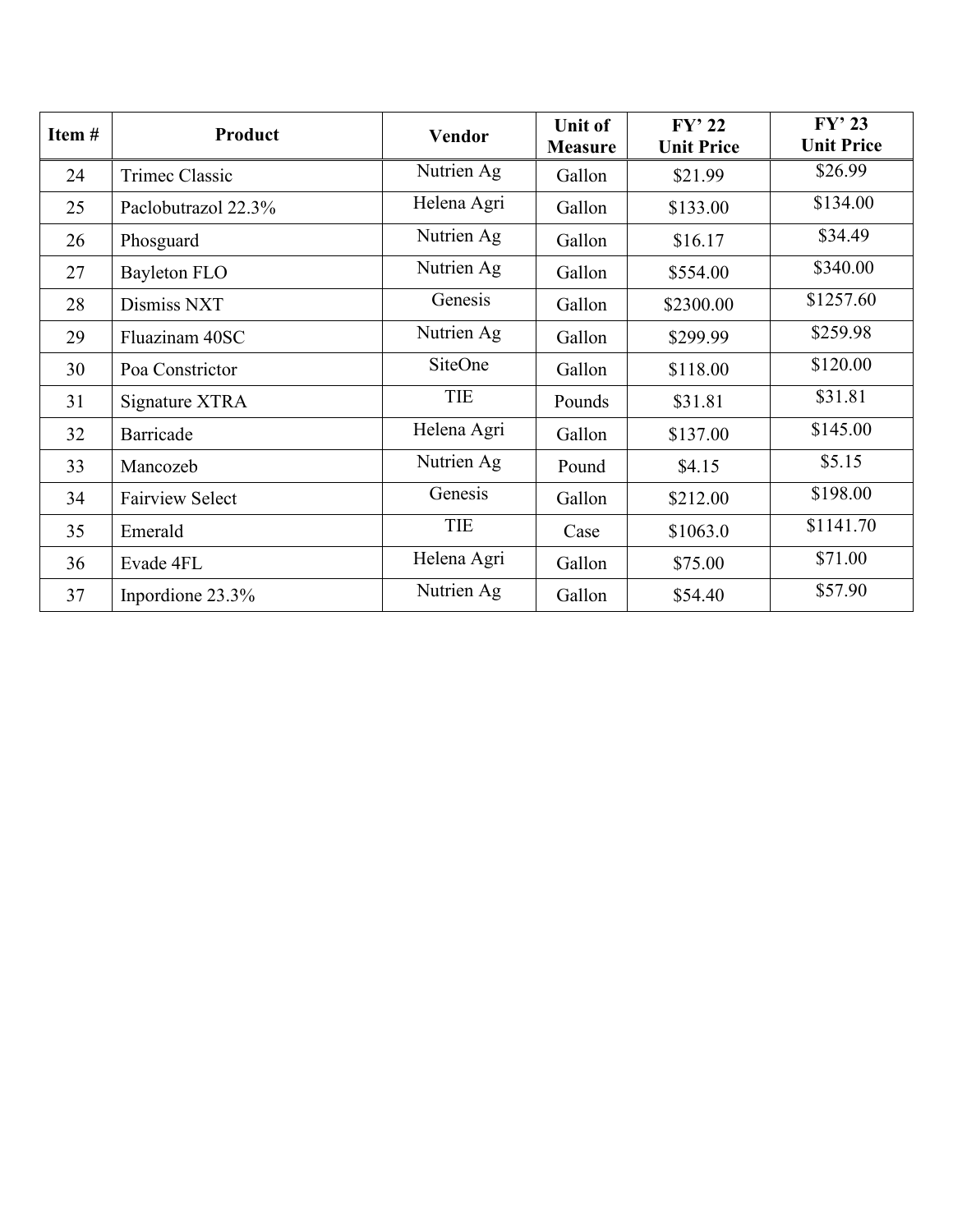| Item # | Product | Vendor | Unit of Measure | FY' 22 Unit Price | FY' 23 Unit Price |
|---|---|---|---|---|---|
| 24 | Trimec Classic | Nutrien Ag | Gallon | $21.99 | $26.99 |
| 25 | Paclobutrazol 22.3% | Helena Agri | Gallon | $133.00 | $134.00 |
| 26 | Phosguard | Nutrien Ag | Gallon | $16.17 | $34.49 |
| 27 | Bayleton FLO | Nutrien Ag | Gallon | $554.00 | $340.00 |
| 28 | Dismiss NXT | Genesis | Gallon | $2300.00 | $1257.60 |
| 29 | Fluazinam 40SC | Nutrien Ag | Gallon | $299.99 | $259.98 |
| 30 | Poa Constrictor | SiteOne | Gallon | $118.00 | $120.00 |
| 31 | Signature XTRA | TIE | Pounds | $31.81 | $31.81 |
| 32 | Barricade | Helena Agri | Gallon | $137.00 | $145.00 |
| 33 | Mancozeb | Nutrien Ag | Pound | $4.15 | $5.15 |
| 34 | Fairview Select | Genesis | Gallon | $212.00 | $198.00 |
| 35 | Emerald | TIE | Case | $1063.0 | $1141.70 |
| 36 | Evade 4FL | Helena Agri | Gallon | $75.00 | $71.00 |
| 37 | Inpordione 23.3% | Nutrien Ag | Gallon | $54.40 | $57.90 |